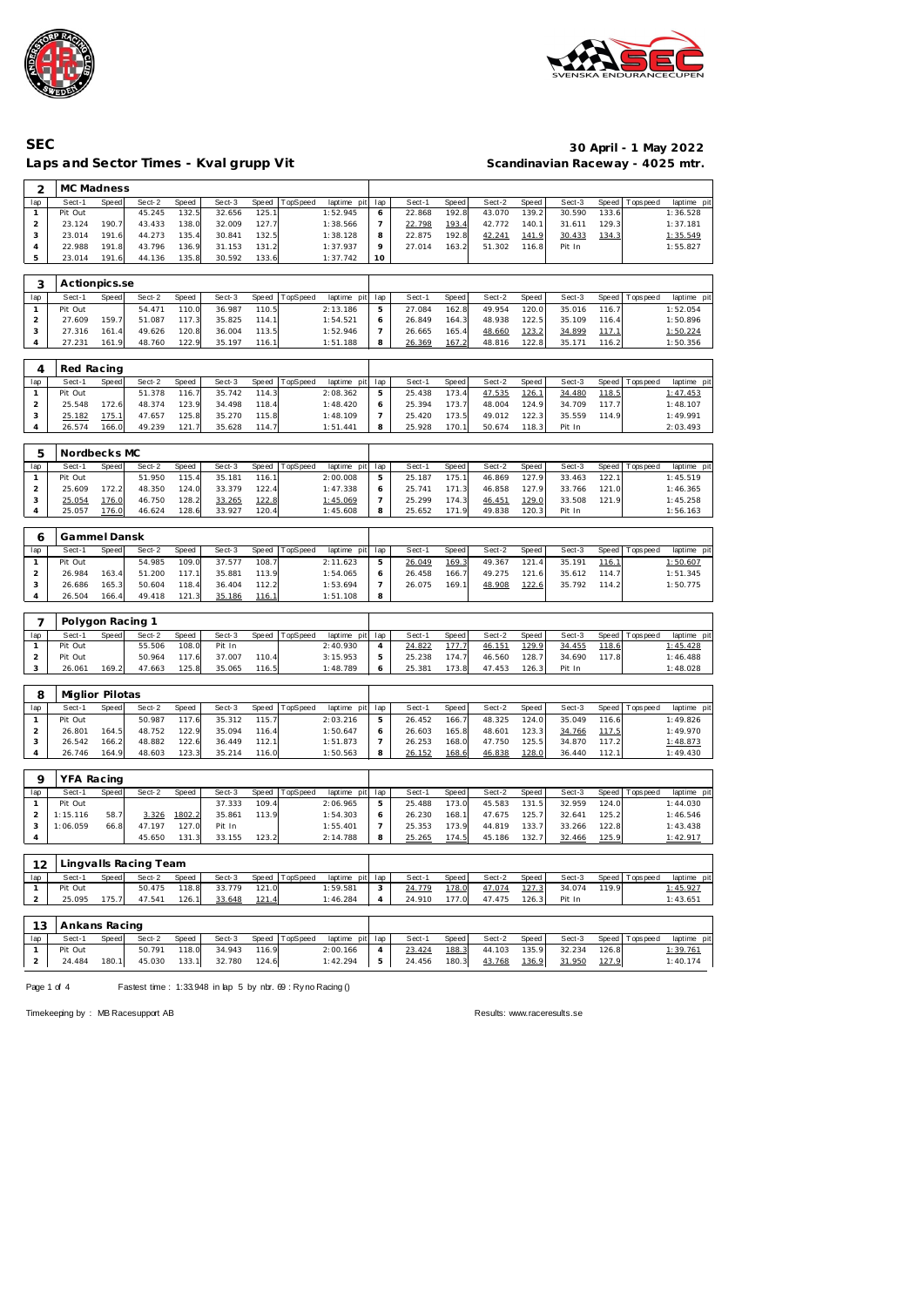# SEC

## Laps and Sector Times - Kval grupp Vit

**30 April - 1 May 2022**
**Scandinavian Raceway - 4025 mtr.**

### 2 MC Madness

| lap | Sect-1 | Speed | Sect-2 | Speed | Sect-3 | Speed | TopSpeed | laptime pit | lap | Sect-1 | Speed | Sect-2 | Speed | Sect-3 | Speed | Topspeed | laptime pit |
|---|---|---|---|---|---|---|---|---|---|---|---|---|---|---|---|---|---|
| 1 | Pit Out | | 45.245 | 132.5 | 32.656 | 125.1 | | 1:52.945 | 6 | 22.868 | 192.8 | 43.070 | 139.2 | 30.590 | 133.6 | | 1:36.528 |
| 2 | 23.124 | 190.7 | 43.433 | 138.0 | 32.009 | 127.7 | | 1:38.566 | 7 | 22.798 | 193.4 | 42.772 | 140.1 | 31.611 | 129.3 | | 1:37.181 |
| 3 | 23.014 | 191.6 | 44.273 | 135.4 | 30.841 | 132.5 | | 1:38.128 | 8 | 22.875 | 192.8 | 42.241 | 141.9 | 30.433 | 134.3 | | 1:35.549 |
| 4 | 22.988 | 191.8 | 43.796 | 136.9 | 31.153 | 131.2 | | 1:37.937 | 9 | 27.014 | 163.2 | 51.302 | 116.8 | Pit In | | | 1:55.827 |
| 5 | 23.014 | 191.6 | 44.136 | 135.8 | 30.592 | 133.6 | | 1:37.742 | 10 | | | | | | | | |

### 3 Actionpics.se

| lap | Sect-1 | Speed | Sect-2 | Speed | Sect-3 | Speed | TopSpeed | laptime pit | lap | Sect-1 | Speed | Sect-2 | Speed | Sect-3 | Speed | Topspeed | laptime pit |
|---|---|---|---|---|---|---|---|---|---|---|---|---|---|---|---|---|---|
| 1 | Pit Out | | 54.471 | 110.0 | 36.987 | 110.5 | | 2:13.186 | 5 | 27.084 | 162.8 | 49.954 | 120.0 | 35.016 | 116.7 | | 1:52.054 |
| 2 | 27.609 | 159.7 | 51.087 | 117.3 | 35.825 | 114.1 | | 1:54.521 | 6 | 26.849 | 164.3 | 48.938 | 122.5 | 35.109 | 116.4 | | 1:50.896 |
| 3 | 27.316 | 161.4 | 49.626 | 120.8 | 36.004 | 113.5 | | 1:52.946 | 7 | 26.665 | 165.4 | 48.660 | 123.2 | 34.899 | 117.1 | | 1:50.224 |
| 4 | 27.231 | 161.9 | 48.760 | 122.9 | 35.197 | 116.1 | | 1:51.188 | 8 | 26.369 | 167.2 | 48.816 | 122.8 | 35.171 | 116.2 | | 1:50.356 |

### 4 Red Racing

| lap | Sect-1 | Speed | Sect-2 | Speed | Sect-3 | Speed | TopSpeed | laptime pit | lap | Sect-1 | Speed | Sect-2 | Speed | Sect-3 | Speed | Topspeed | laptime pit |
|---|---|---|---|---|---|---|---|---|---|---|---|---|---|---|---|---|---|
| 1 | Pit Out | | 51.378 | 116.7 | 35.742 | 114.3 | | 2:08.362 | 5 | 25.438 | 173.4 | 47.535 | 126.1 | 34.480 | 118.5 | | 1:47.453 |
| 2 | 25.548 | 172.6 | 48.374 | 123.9 | 34.498 | 118.4 | | 1:48.420 | 6 | 25.394 | 173.7 | 48.004 | 124.9 | 34.709 | 117.7 | | 1:48.107 |
| 3 | 25.182 | 175.1 | 47.657 | 125.8 | 35.270 | 115.8 | | 1:48.109 | 7 | 25.420 | 173.5 | 49.012 | 122.3 | 35.559 | 114.9 | | 1:49.991 |
| 4 | 26.574 | 166.0 | 49.239 | 121.7 | 35.628 | 114.7 | | 1:51.441 | 8 | 25.928 | 170.1 | 50.674 | 118.3 | Pit In | | | 2:03.493 |

### 5 Nordbecks MC

| lap | Sect-1 | Speed | Sect-2 | Speed | Sect-3 | Speed | TopSpeed | laptime pit | lap | Sect-1 | Speed | Sect-2 | Speed | Sect-3 | Speed | Topspeed | laptime pit |
|---|---|---|---|---|---|---|---|---|---|---|---|---|---|---|---|---|---|
| 1 | Pit Out | | 51.950 | 115.4 | 35.181 | 116.1 | | 2:00.008 | 5 | 25.187 | 175.1 | 46.869 | 127.9 | 33.463 | 122.1 | | 1:45.519 |
| 2 | 25.609 | 172.2 | 48.350 | 124.0 | 33.379 | 122.4 | | 1:47.338 | 6 | 25.741 | 171.3 | 46.858 | 127.9 | 33.766 | 121.0 | | 1:46.365 |
| 3 | 25.054 | 176.0 | 46.750 | 128.2 | 33.265 | 122.8 | | 1:45.069 | 7 | 25.299 | 174.3 | 46.451 | 129.0 | 33.508 | 121.9 | | 1:45.258 |
| 4 | 25.057 | 176.0 | 46.624 | 128.6 | 33.927 | 120.4 | | 1:45.608 | 8 | 25.652 | 171.9 | 49.838 | 120.3 | Pit In | | | 1:56.163 |

### 6 Gammel Dansk

| lap | Sect-1 | Speed | Sect-2 | Speed | Sect-3 | Speed | TopSpeed | laptime pit | lap | Sect-1 | Speed | Sect-2 | Speed | Sect-3 | Speed | Topspeed | laptime pit |
|---|---|---|---|---|---|---|---|---|---|---|---|---|---|---|---|---|---|
| 1 | Pit Out | | 54.985 | 109.0 | 37.577 | 108.7 | | 2:11.623 | 5 | 26.049 | 169.3 | 49.367 | 121.4 | 35.191 | 116.1 | | 1:50.607 |
| 2 | 26.984 | 163.4 | 51.200 | 117.1 | 35.881 | 113.9 | | 1:54.065 | 6 | 26.458 | 166.7 | 49.275 | 121.6 | 35.612 | 114.7 | | 1:51.345 |
| 3 | 26.686 | 165.3 | 50.604 | 118.4 | 36.404 | 112.2 | | 1:53.694 | 7 | 26.075 | 169.1 | 48.908 | 122.6 | 35.792 | 114.2 | | 1:50.775 |
| 4 | 26.504 | 166.4 | 49.418 | 121.3 | 35.186 | 116.1 | | 1:51.108 | 8 | | | | | | | | |

### 7 Polygon Racing 1

| lap | Sect-1 | Speed | Sect-2 | Speed | Sect-3 | Speed | TopSpeed | laptime pit | lap | Sect-1 | Speed | Sect-2 | Speed | Sect-3 | Speed | Topspeed | laptime pit |
|---|---|---|---|---|---|---|---|---|---|---|---|---|---|---|---|---|---|
| 1 | Pit Out | | 55.506 | 108.0 | Pit In | | | 2:40.930 | 4 | 24.822 | 177.7 | 46.151 | 129.9 | 34.455 | 118.6 | | 1:45.428 |
| 2 | Pit Out | | 50.964 | 117.6 | 37.007 | 110.4 | | 3:15.953 | 5 | 25.238 | 174.7 | 46.560 | 128.7 | 34.690 | 117.8 | | 1:46.488 |
| 3 | 26.061 | 169.2 | 47.663 | 125.8 | 35.065 | 116.5 | | 1:48.789 | 6 | 25.381 | 173.8 | 47.453 | 126.3 | Pit In | | | 1:48.028 |

### 8 Miglior Pilotas

| lap | Sect-1 | Speed | Sect-2 | Speed | Sect-3 | Speed | TopSpeed | laptime pit | lap | Sect-1 | Speed | Sect-2 | Speed | Sect-3 | Speed | Topspeed | laptime pit |
|---|---|---|---|---|---|---|---|---|---|---|---|---|---|---|---|---|---|
| 1 | Pit Out | | 50.987 | 117.6 | 35.312 | 115.7 | | 2:03.216 | 5 | 26.452 | 166.7 | 48.325 | 124.0 | 35.049 | 116.6 | | 1:49.826 |
| 2 | 26.801 | 164.5 | 48.752 | 122.9 | 35.094 | 116.4 | | 1:50.647 | 6 | 26.603 | 165.8 | 48.601 | 123.3 | 34.766 | 117.5 | | 1:49.970 |
| 3 | 26.542 | 166.2 | 48.882 | 122.6 | 36.449 | 112.1 | | 1:51.873 | 7 | 26.253 | 168.0 | 47.750 | 125.5 | 34.870 | 117.2 | | 1:48.873 |
| 4 | 26.746 | 164.9 | 48.603 | 123.3 | 35.214 | 116.0 | | 1:50.563 | 8 | 26.152 | 168.6 | 46.838 | 128.0 | 36.440 | 112.1 | | 1:49.430 |

### 9 YFA Racing

| lap | Sect-1 | Speed | Sect-2 | Speed | Sect-3 | Speed | TopSpeed | laptime pit | lap | Sect-1 | Speed | Sect-2 | Speed | Sect-3 | Speed | Topspeed | laptime pit |
|---|---|---|---|---|---|---|---|---|---|---|---|---|---|---|---|---|---|
| 1 | Pit Out | | | | 37.333 | 109.4 | | 2:06.965 | 5 | 25.488 | 173.0 | 45.583 | 131.5 | 32.959 | 124.0 | | 1:44.030 |
| 2 | 1:15.116 | 58.7 | 3.326 | 1802.2 | 35.861 | 113.9 | | 1:54.303 | 6 | 26.230 | 168.1 | 47.675 | 125.7 | 32.641 | 125.2 | | 1:46.546 |
| 3 | 1:06.059 | 66.8 | 47.197 | 127.0 | Pit In | | | 1:55.401 | 7 | 25.353 | 173.9 | 44.819 | 133.7 | 33.266 | 122.8 | | 1:43.438 |
| 4 | | | 45.650 | 131.3 | 33.155 | 123.2 | | 2:14.788 | 8 | 25.265 | 174.5 | 45.186 | 132.7 | 32.466 | 125.9 | | 1:42.917 |

### 12 Lingvalls Racing Team

| lap | Sect-1 | Speed | Sect-2 | Speed | Sect-3 | Speed | TopSpeed | laptime pit | lap | Sect-1 | Speed | Sect-2 | Speed | Sect-3 | Speed | Topspeed | laptime pit |
|---|---|---|---|---|---|---|---|---|---|---|---|---|---|---|---|---|---|
| 1 | Pit Out | | 50.475 | 118.8 | 33.779 | 121.0 | | 1:59.581 | 3 | 24.779 | 178.0 | 47.074 | 127.3 | 34.074 | 119.9 | | 1:45.927 |
| 2 | 25.095 | 175.7 | 47.541 | 126.1 | 33.648 | 121.4 | | 1:46.284 | 4 | 24.910 | 177.0 | 47.475 | 126.3 | Pit In | | | 1:43.651 |

### 13 Ankans Racing

| lap | Sect-1 | Speed | Sect-2 | Speed | Sect-3 | Speed | TopSpeed | laptime pit | lap | Sect-1 | Speed | Sect-2 | Speed | Sect-3 | Speed | Topspeed | laptime pit |
|---|---|---|---|---|---|---|---|---|---|---|---|---|---|---|---|---|---|
| 1 | Pit Out | | 50.791 | 118.0 | 34.943 | 116.9 | | 2:00.166 | 4 | 23.424 | 188.3 | 44.103 | 135.9 | 32.234 | 126.8 | | 1:39.761 |
| 2 | 24.484 | 180.1 | 45.030 | 133.1 | 32.780 | 124.6 | | 1:42.294 | 5 | 24.456 | 180.3 | 43.768 | 136.9 | 31.950 | 127.9 | | 1:40.174 |

Fastest time : 1:33.948 in lap 5 by nbr. 69 : Ryno Racing ()

Timekeeping by : MB Racesupport AB

Results: www.raceresults.se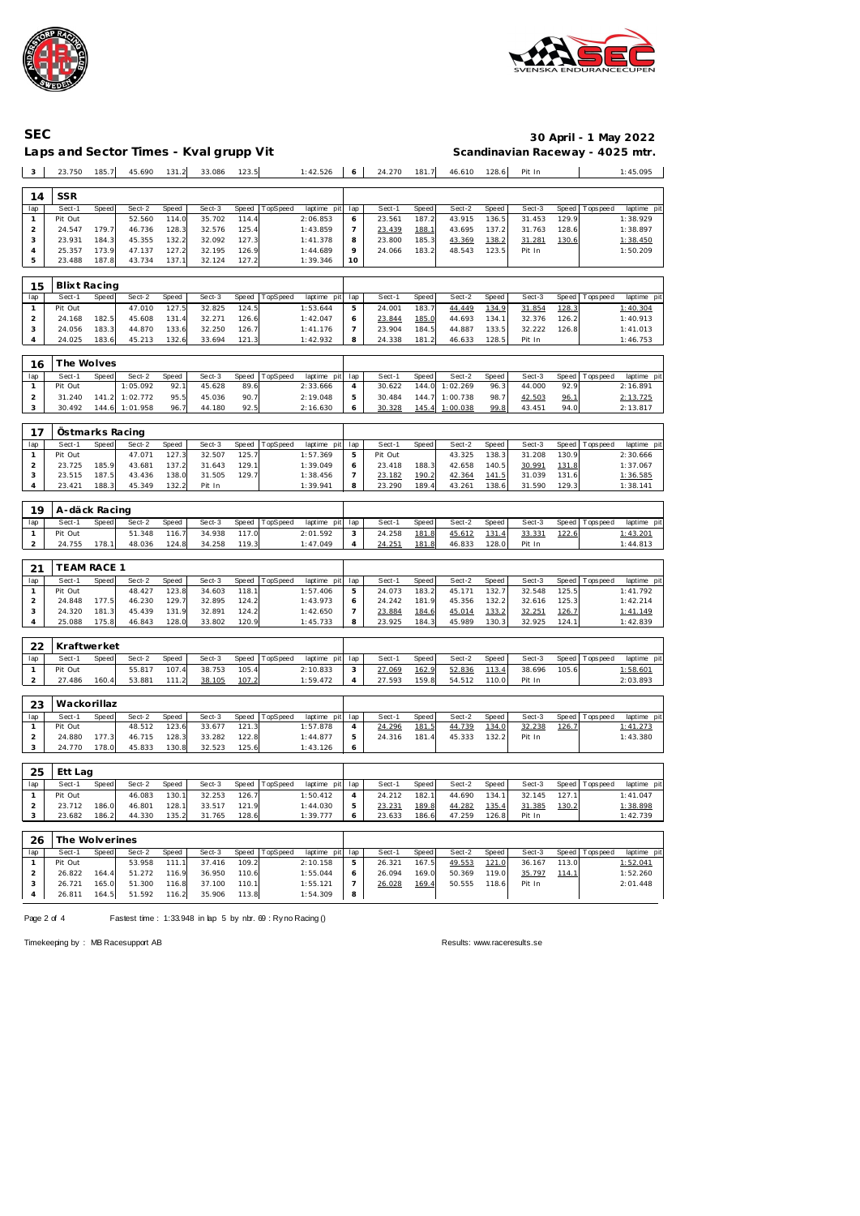# SEC

**30 April - 1 May 2022**

**Laps and Sector Times - Kval grupp Vit**

**Scandinavian Raceway - 4025 mtr.**

| lap | Sect-1 | Speed | Sect-2 | Speed | Sect-3 | Speed | TopSpeed | laptime pit | lap | Sect-1 | Speed | Sect-2 | Speed | Sect-3 | Speed | Topspeed | laptime pit |
|---|---|---|---|---|---|---|---|---|---|---|---|---|---|---|---|---|---|
| 3 | 23.750 | 185.7 | 45.690 | 131.2 | 33.086 | 123.5 | | 1:42.526 | 6 | 24.270 | 181.7 | 46.610 | 128.6 | Pit In | | | 1:45.095 |

## 14 SSR

| lap | Sect-1 | Speed | Sect-2 | Speed | Sect-3 | Speed | TopSpeed | laptime pit | lap | Sect-1 | Speed | Sect-2 | Speed | Sect-3 | Speed | Topspeed | laptime pit |
|---|---|---|---|---|---|---|---|---|---|---|---|---|---|---|---|---|---|
| 1 | Pit Out | | 52.560 | 114.0 | 35.702 | 114.4 | | 2:06.853 | 6 | 23.561 | 187.2 | 43.915 | 136.5 | 31.453 | 129.9 | | 1:38.929 |
| 2 | 24.547 | 179.7 | 46.736 | 128.3 | 32.576 | 125.4 | | 1:43.859 | 7 | 23.439 | 188.1 | 43.695 | 137.2 | 31.763 | 128.6 | | 1:38.897 |
| 3 | 23.931 | 184.3 | 45.355 | 132.2 | 32.092 | 127.3 | | 1:41.378 | 8 | 23.800 | 185.3 | 43.369 | 138.2 | 31.281 | 130.6 | | 1:38.450 |
| 4 | 25.357 | 173.9 | 47.137 | 127.2 | 32.195 | 126.9 | | 1:44.689 | 9 | 24.066 | 183.2 | 48.543 | 123.5 | Pit In | | | 1:50.209 |
| 5 | 23.488 | 187.8 | 43.734 | 137.1 | 32.124 | 127.2 | | 1:39.346 | 10 | | | | | | | | |

## 15 Blixt Racing

| lap | Sect-1 | Speed | Sect-2 | Speed | Sect-3 | Speed | TopSpeed | laptime pit | lap | Sect-1 | Speed | Sect-2 | Speed | Sect-3 | Speed | Topspeed | laptime pit |
|---|---|---|---|---|---|---|---|---|---|---|---|---|---|---|---|---|---|
| 1 | Pit Out | | 47.010 | 127.5 | 32.825 | 124.5 | | 1:53.644 | 5 | 24.001 | 183.7 | 44.449 | 134.9 | 31.854 | 128.3 | | 1:40.304 |
| 2 | 24.168 | 182.5 | 45.608 | 131.4 | 32.271 | 126.6 | | 1:42.047 | 6 | 23.844 | 185.0 | 44.693 | 134.1 | 32.376 | 126.2 | | 1:40.913 |
| 3 | 24.056 | 183.3 | 44.870 | 133.6 | 32.250 | 126.7 | | 1:41.176 | 7 | 23.904 | 184.5 | 44.887 | 133.5 | 32.222 | 126.8 | | 1:41.013 |
| 4 | 24.025 | 183.6 | 45.213 | 132.6 | 33.694 | 121.3 | | 1:42.932 | 8 | 24.338 | 181.2 | 46.633 | 128.5 | Pit In | | | 1:46.753 |

## 16 The Wolves

| lap | Sect-1 | Speed | Sect-2 | Speed | Sect-3 | Speed | TopSpeed | laptime pit | lap | Sect-1 | Speed | Sect-2 | Speed | Sect-3 | Speed | Topspeed | laptime pit |
|---|---|---|---|---|---|---|---|---|---|---|---|---|---|---|---|---|---|
| 1 | Pit Out | | 1:05.092 | 92.1 | 45.628 | 89.6 | | 2:33.666 | 4 | 30.622 | 144.0 | 1:02.269 | 96.3 | 44.000 | 92.9 | | 2:16.891 |
| 2 | 31.240 | 141.2 | 1:02.772 | 95.5 | 45.036 | 90.7 | | 2:19.048 | 5 | 30.484 | 144.7 | 1:00.738 | 98.7 | 42.503 | 96.1 | | 2:13.725 |
| 3 | 30.492 | 144.6 | 1:01.958 | 96.7 | 44.180 | 92.5 | | 2:16.630 | 6 | 30.328 | 145.4 | 1:00.038 | 99.8 | 43.451 | 94.0 | | 2:13.817 |

## 17 Östmarks Racing

| lap | Sect-1 | Speed | Sect-2 | Speed | Sect-3 | Speed | TopSpeed | laptime pit | lap | Sect-1 | Speed | Sect-2 | Speed | Sect-3 | Speed | Topspeed | laptime pit |
|---|---|---|---|---|---|---|---|---|---|---|---|---|---|---|---|---|---|
| 1 | Pit Out | | 47.071 | 127.3 | 32.507 | 125.7 | | 1:57.369 | 5 | Pit Out | | 43.325 | 138.3 | 31.208 | 130.9 | | 2:30.666 |
| 2 | 23.725 | 185.9 | 43.681 | 137.2 | 31.643 | 129.1 | | 1:39.049 | 6 | 23.418 | 188.3 | 42.658 | 140.5 | 30.991 | 131.8 | | 1:37.067 |
| 3 | 23.515 | 187.5 | 43.436 | 138.0 | 31.505 | 129.7 | | 1:38.456 | 7 | 23.182 | 190.2 | 42.364 | 141.5 | 31.039 | 131.6 | | 1:36.585 |
| 4 | 23.421 | 188.3 | 45.349 | 132.2 | Pit In | | | 1:39.941 | 8 | 23.290 | 189.4 | 43.261 | 138.6 | 31.590 | 129.3 | | 1:38.141 |

## 19 A-däck Racing

| lap | Sect-1 | Speed | Sect-2 | Speed | Sect-3 | Speed | TopSpeed | laptime pit | lap | Sect-1 | Speed | Sect-2 | Speed | Sect-3 | Speed | Topspeed | laptime pit |
|---|---|---|---|---|---|---|---|---|---|---|---|---|---|---|---|---|---|
| 1 | Pit Out | | 51.348 | 116.7 | 34.938 | 117.0 | | 2:01.592 | 3 | 24.258 | 181.8 | 45.612 | 131.4 | 33.331 | 122.6 | | 1:43.201 |
| 2 | 24.755 | 178.1 | 48.036 | 124.8 | 34.258 | 119.3 | | 1:47.049 | 4 | 24.251 | 181.8 | 46.833 | 128.0 | Pit In | | | 1:44.813 |

## 21 TEAM RACE 1

| lap | Sect-1 | Speed | Sect-2 | Speed | Sect-3 | Speed | TopSpeed | laptime pit | lap | Sect-1 | Speed | Sect-2 | Speed | Sect-3 | Speed | Topspeed | laptime pit |
|---|---|---|---|---|---|---|---|---|---|---|---|---|---|---|---|---|---|
| 1 | Pit Out | | 48.427 | 123.8 | 34.603 | 118.1 | | 1:57.406 | 5 | 24.073 | 183.2 | 45.171 | 132.7 | 32.548 | 125.5 | | 1:41.792 |
| 2 | 24.848 | 177.5 | 46.230 | 129.7 | 32.895 | 124.2 | | 1:43.973 | 6 | 24.242 | 181.9 | 45.356 | 132.2 | 32.616 | 125.3 | | 1:42.214 |
| 3 | 24.320 | 181.3 | 45.439 | 131.9 | 32.891 | 124.2 | | 1:42.650 | 7 | 23.884 | 184.6 | 45.014 | 133.2 | 32.251 | 126.7 | | 1:41.149 |
| 4 | 25.088 | 175.8 | 46.843 | 128.0 | 33.802 | 120.9 | | 1:45.733 | 8 | 23.925 | 184.3 | 45.989 | 130.3 | 32.925 | 124.1 | | 1:42.839 |

## 22 Kraftwerket

| lap | Sect-1 | Speed | Sect-2 | Speed | Sect-3 | Speed | TopSpeed | laptime pit | lap | Sect-1 | Speed | Sect-2 | Speed | Sect-3 | Speed | Topspeed | laptime pit |
|---|---|---|---|---|---|---|---|---|---|---|---|---|---|---|---|---|---|
| 1 | Pit Out | | 55.817 | 107.4 | 38.753 | 105.4 | | 2:10.833 | 3 | 27.069 | 162.9 | 52.836 | 113.4 | 38.696 | 105.6 | | 1:58.601 |
| 2 | 27.486 | 160.4 | 53.881 | 111.2 | 38.105 | 107.2 | | 1:59.472 | 4 | 27.593 | 159.8 | 54.512 | 110.0 | Pit In | | | 2:03.893 |

## 23 Wackorillaz

| lap | Sect-1 | Speed | Sect-2 | Speed | Sect-3 | Speed | TopSpeed | laptime pit | lap | Sect-1 | Speed | Sect-2 | Speed | Sect-3 | Speed | Topspeed | laptime pit |
|---|---|---|---|---|---|---|---|---|---|---|---|---|---|---|---|---|---|
| 1 | Pit Out | | 48.512 | 123.6 | 33.677 | 121.3 | | 1:57.878 | 4 | 24.296 | 181.5 | 44.739 | 134.0 | 32.238 | 126.7 | | 1:41.273 |
| 2 | 24.880 | 177.3 | 46.715 | 128.3 | 33.282 | 122.8 | | 1:44.877 | 5 | 24.316 | 181.4 | 45.333 | 132.2 | Pit In | | | 1:43.380 |
| 3 | 24.770 | 178.0 | 45.833 | 130.8 | 32.523 | 125.6 | | 1:43.126 | 6 | | | | | | | | |

## 25 Ett Lag

| lap | Sect-1 | Speed | Sect-2 | Speed | Sect-3 | Speed | TopSpeed | laptime pit | lap | Sect-1 | Speed | Sect-2 | Speed | Sect-3 | Speed | Topspeed | laptime pit |
|---|---|---|---|---|---|---|---|---|---|---|---|---|---|---|---|---|---|
| 1 | Pit Out | | 46.083 | 130.1 | 32.253 | 126.7 | | 1:50.412 | 4 | 24.212 | 182.1 | 44.690 | 134.1 | 32.145 | 127.1 | | 1:41.047 |
| 2 | 23.712 | 186.0 | 46.801 | 128.1 | 33.517 | 121.9 | | 1:44.030 | 5 | 23.231 | 189.8 | 44.282 | 135.4 | 31.385 | 130.2 | | 1:38.898 |
| 3 | 23.682 | 186.2 | 44.330 | 135.2 | 31.765 | 128.6 | | 1:39.777 | 6 | 23.633 | 186.6 | 47.259 | 126.8 | Pit In | | | 1:42.739 |

## 26 The Wolverines

| lap | Sect-1 | Speed | Sect-2 | Speed | Sect-3 | Speed | TopSpeed | laptime pit | lap | Sect-1 | Speed | Sect-2 | Speed | Sect-3 | Speed | Topspeed | laptime pit |
|---|---|---|---|---|---|---|---|---|---|---|---|---|---|---|---|---|---|
| 1 | Pit Out | | 53.958 | 111.1 | 37.416 | 109.2 | | 2:10.158 | 5 | 26.321 | 167.5 | 49.553 | 121.0 | 36.167 | 113.0 | | 1:52.041 |
| 2 | 26.822 | 164.4 | 51.272 | 116.9 | 36.950 | 110.6 | | 1:55.044 | 6 | 26.094 | 169.0 | 50.369 | 119.0 | 35.797 | 114.1 | | 1:52.260 |
| 3 | 26.721 | 165.0 | 51.300 | 116.8 | 37.100 | 110.1 | | 1:55.121 | 7 | 26.028 | 169.4 | 50.555 | 118.6 | Pit In | | | 2:01.448 |
| 4 | 26.811 | 164.5 | 51.592 | 116.2 | 35.906 | 113.8 | | 1:54.309 | 8 | | | | | | | | |

Fastest time : 1:33.948 in lap 5 by nbr. 69 : Ryno Racing ()

Timekeeping by : MB Racesupport AB

Results: www.raceresults.se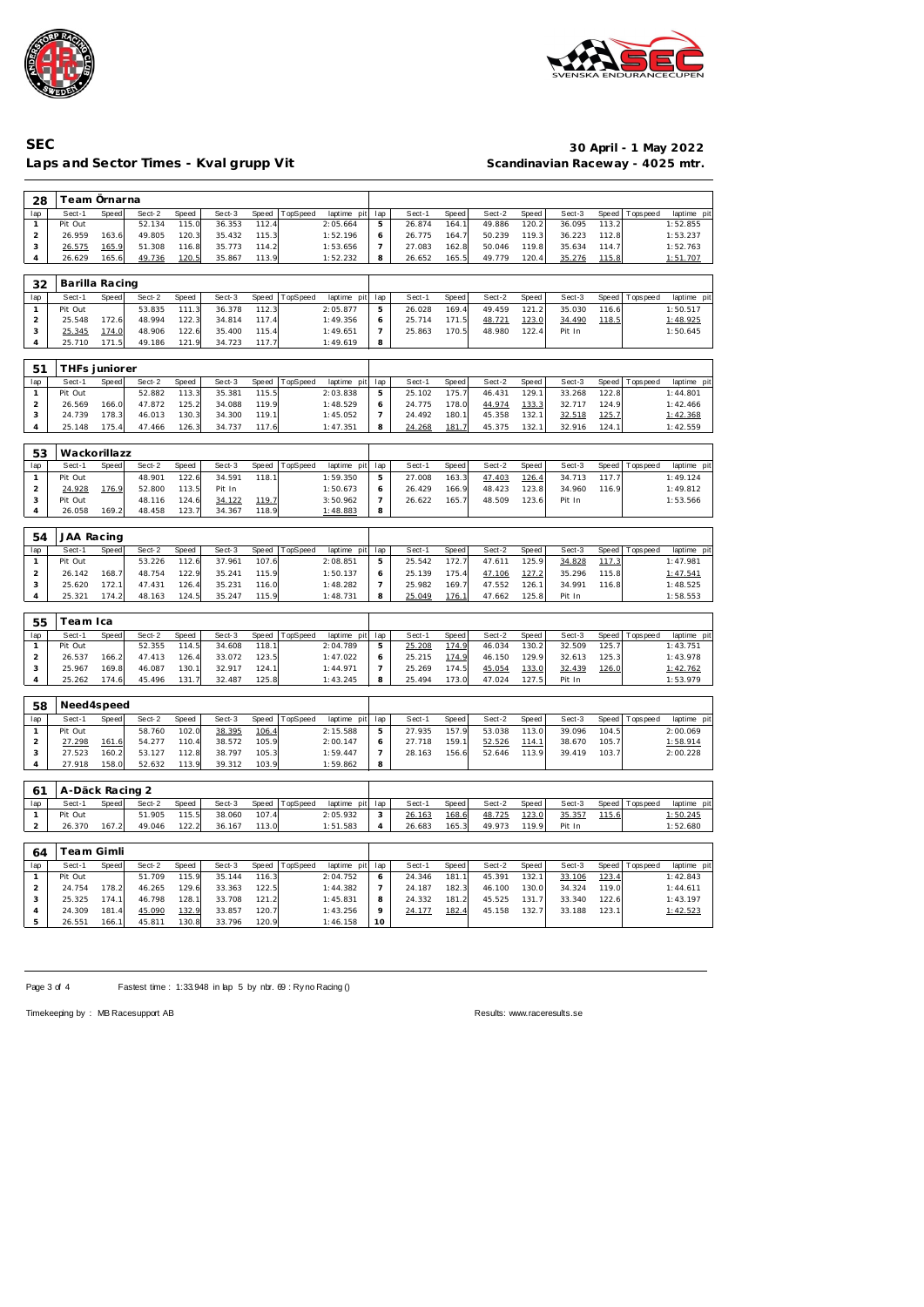# SEC

## Laps and Sector Times - Kval grupp Vit

**30 April - 1 May 2022**
**Scandinavian Raceway - 4025 mtr.**

### 28 Team Örnarna

| lap | Sect-1 | Speed | Sect-2 | Speed | Sect-3 | Speed | TopSpeed | laptime pit | lap | Sect-1 | Speed | Sect-2 | Speed | Sect-3 | Speed | Topspeed | laptime pit |
|---|---|---|---|---|---|---|---|---|---|---|---|---|---|---|---|---|---|
| 1 | Pit Out | | 52.134 | 115.0 | 36.353 | 112.4 | | 2:05.664 | 5 | 26.874 | 164.1 | 49.886 | 120.2 | 36.095 | 113.2 | | 1:52.855 |
| 2 | 26.959 | 163.6 | 49.805 | 120.3 | 35.432 | 115.3 | | 1:52.196 | 6 | 26.775 | 164.7 | 50.239 | 119.3 | 36.223 | 112.8 | | 1:53.237 |
| 3 | 26.575 | 165.9 | 51.308 | 116.8 | 35.773 | 114.2 | | 1:53.656 | 7 | 27.083 | 162.8 | 50.046 | 119.8 | 35.634 | 114.7 | | 1:52.763 |
| 4 | 26.629 | 165.6 | 49.736 | 120.5 | 35.867 | 113.9 | | 1:52.232 | 8 | 26.652 | 165.5 | 49.779 | 120.4 | 35.276 | 115.8 | | 1:51.707 |

### 32 Barilla Racing

| lap | Sect-1 | Speed | Sect-2 | Speed | Sect-3 | Speed | TopSpeed | laptime pit | lap | Sect-1 | Speed | Sect-2 | Speed | Sect-3 | Speed | Topspeed | laptime pit |
|---|---|---|---|---|---|---|---|---|---|---|---|---|---|---|---|---|---|
| 1 | Pit Out | | 53.835 | 111.3 | 36.378 | 112.3 | | 2:05.877 | 5 | 26.028 | 169.4 | 49.459 | 121.2 | 35.030 | 116.6 | | 1:50.517 |
| 2 | 25.548 | 172.6 | 48.994 | 122.3 | 34.814 | 117.4 | | 1:49.356 | 6 | 25.714 | 171.5 | 48.721 | 123.0 | 34.490 | 118.5 | | 1:48.925 |
| 3 | 25.345 | 174.0 | 48.906 | 122.6 | 35.400 | 115.4 | | 1:49.651 | 7 | 25.863 | 170.5 | 48.980 | 122.4 | Pit In | | | 1:50.645 |
| 4 | 25.710 | 171.5 | 49.186 | 121.9 | 34.723 | 117.7 | | 1:49.619 | 8 | | | | | | | | |

### 51 THFs juniorer

| lap | Sect-1 | Speed | Sect-2 | Speed | Sect-3 | Speed | TopSpeed | laptime pit | lap | Sect-1 | Speed | Sect-2 | Speed | Sect-3 | Speed | Topspeed | laptime pit |
|---|---|---|---|---|---|---|---|---|---|---|---|---|---|---|---|---|---|
| 1 | Pit Out | | 52.882 | 113.3 | 35.381 | 115.5 | | 2:03.838 | 5 | 25.102 | 175.7 | 46.431 | 129.1 | 33.268 | 122.8 | | 1:44.801 |
| 2 | 26.569 | 166.0 | 47.872 | 125.2 | 34.088 | 119.9 | | 1:48.529 | 6 | 24.775 | 178.0 | 44.974 | 133.3 | 32.717 | 124.9 | | 1:42.466 |
| 3 | 24.739 | 178.3 | 46.013 | 130.3 | 34.300 | 119.1 | | 1:45.052 | 7 | 24.492 | 180.1 | 45.358 | 132.1 | 32.518 | 125.7 | | 1:42.368 |
| 4 | 25.148 | 175.4 | 47.466 | 126.3 | 34.737 | 117.6 | | 1:47.351 | 8 | 24.268 | 181.7 | 45.375 | 132.1 | 32.916 | 124.1 | | 1:42.559 |

### 53 Wackorillazz

| lap | Sect-1 | Speed | Sect-2 | Speed | Sect-3 | Speed | TopSpeed | laptime pit | lap | Sect-1 | Speed | Sect-2 | Speed | Sect-3 | Speed | Topspeed | laptime pit |
|---|---|---|---|---|---|---|---|---|---|---|---|---|---|---|---|---|---|
| 1 | Pit Out | | 48.901 | 122.6 | 34.591 | 118.1 | | 1:59.350 | 5 | 27.008 | 163.3 | 47.403 | 126.4 | 34.713 | 117.7 | | 1:49.124 |
| 2 | 24.928 | 176.9 | 52.800 | 113.5 | Pit In | | | 1:50.673 | 6 | 26.429 | 166.9 | 48.423 | 123.8 | 34.960 | 116.9 | | 1:49.812 |
| 3 | Pit Out | | 48.116 | 124.6 | 34.122 | 119.7 | | 3:50.962 | 7 | 26.622 | 165.7 | 48.509 | 123.6 | Pit In | | | 1:53.566 |
| 4 | 26.058 | 169.2 | 48.458 | 123.7 | 34.367 | 118.9 | | 1:48.883 | 8 | | | | | | | | |

### 54 JAA Racing

| lap | Sect-1 | Speed | Sect-2 | Speed | Sect-3 | Speed | TopSpeed | laptime pit | lap | Sect-1 | Speed | Sect-2 | Speed | Sect-3 | Speed | Topspeed | laptime pit |
|---|---|---|---|---|---|---|---|---|---|---|---|---|---|---|---|---|---|
| 1 | Pit Out | | 53.226 | 112.6 | 37.961 | 107.6 | | 2:08.851 | 5 | 25.542 | 172.7 | 47.611 | 125.9 | 34.828 | 117.3 | | 1:47.981 |
| 2 | 26.142 | 168.7 | 48.754 | 122.9 | 35.241 | 115.9 | | 1:50.137 | 6 | 25.139 | 175.4 | 47.106 | 127.2 | 35.296 | 115.8 | | 1:47.541 |
| 3 | 25.620 | 172.1 | 47.431 | 126.4 | 35.231 | 116.0 | | 1:48.282 | 7 | 25.982 | 169.7 | 47.552 | 126.1 | 34.991 | 116.8 | | 1:48.525 |
| 4 | 25.321 | 174.2 | 48.163 | 124.5 | 35.247 | 115.9 | | 1:48.731 | 8 | 25.049 | 176.1 | 47.662 | 125.8 | Pit In | | | 1:58.553 |

### 55 Team Ica

| lap | Sect-1 | Speed | Sect-2 | Speed | Sect-3 | Speed | TopSpeed | laptime pit | lap | Sect-1 | Speed | Sect-2 | Speed | Sect-3 | Speed | Topspeed | laptime pit |
|---|---|---|---|---|---|---|---|---|---|---|---|---|---|---|---|---|---|
| 1 | Pit Out | | 52.355 | 114.5 | 34.608 | 118.1 | | 2:04.789 | 5 | 25.208 | 174.9 | 46.034 | 130.2 | 32.509 | 125.7 | | 1:43.751 |
| 2 | 26.537 | 166.2 | 47.413 | 126.4 | 33.072 | 123.5 | | 1:47.022 | 6 | 25.215 | 174.9 | 46.150 | 129.9 | 32.613 | 125.3 | | 1:43.978 |
| 3 | 25.967 | 169.8 | 46.087 | 130.1 | 32.917 | 124.1 | | 1:44.971 | 7 | 25.269 | 174.5 | 45.054 | 133.0 | 32.439 | 126.0 | | 1:42.762 |
| 4 | 25.262 | 174.6 | 45.496 | 131.7 | 32.487 | 125.8 | | 1:43.245 | 8 | 25.494 | 173.0 | 47.024 | 127.5 | Pit In | | | 1:53.979 |

### 58 Need4speed

| lap | Sect-1 | Speed | Sect-2 | Speed | Sect-3 | Speed | TopSpeed | laptime pit | lap | Sect-1 | Speed | Sect-2 | Speed | Sect-3 | Speed | Topspeed | laptime pit |
|---|---|---|---|---|---|---|---|---|---|---|---|---|---|---|---|---|---|
| 1 | Pit Out | | 58.760 | 102.0 | 38.395 | 106.4 | | 2:15.588 | 5 | 27.935 | 157.9 | 53.038 | 113.0 | 39.096 | 104.5 | | 2:00.069 |
| 2 | 27.298 | 161.6 | 54.277 | 110.4 | 38.572 | 105.9 | | 2:00.147 | 6 | 27.718 | 159.1 | 52.526 | 114.1 | 38.670 | 105.7 | | 1:58.914 |
| 3 | 27.523 | 160.2 | 53.127 | 112.8 | 38.797 | 105.3 | | 1:59.447 | 7 | 28.163 | 156.6 | 52.646 | 113.9 | 39.419 | 103.7 | | 2:00.228 |
| 4 | 27.918 | 158.0 | 52.632 | 113.9 | 39.312 | 103.9 | | 1:59.862 | 8 | | | | | | | | |

### 61 A-Däck Racing 2

| lap | Sect-1 | Speed | Sect-2 | Speed | Sect-3 | Speed | TopSpeed | laptime pit | lap | Sect-1 | Speed | Sect-2 | Speed | Sect-3 | Speed | Topspeed | laptime pit |
|---|---|---|---|---|---|---|---|---|---|---|---|---|---|---|---|---|---|
| 1 | Pit Out | | 51.905 | 115.5 | 38.060 | 107.4 | | 2:05.932 | 3 | 26.163 | 168.6 | 48.725 | 123.0 | 35.357 | 115.6 | | 1:50.245 |
| 2 | 26.370 | 167.2 | 49.046 | 122.2 | 36.167 | 113.0 | | 1:51.583 | 4 | 26.683 | 165.3 | 49.973 | 119.9 | Pit In | | | 1:52.680 |

### 64 Team Gimli

| lap | Sect-1 | Speed | Sect-2 | Speed | Sect-3 | Speed | TopSpeed | laptime pit | lap | Sect-1 | Speed | Sect-2 | Speed | Sect-3 | Speed | Topspeed | laptime pit |
|---|---|---|---|---|---|---|---|---|---|---|---|---|---|---|---|---|---|
| 1 | Pit Out | | 51.709 | 115.9 | 35.144 | 116.3 | | 2:04.752 | 6 | 24.346 | 181.1 | 45.391 | 132.1 | 33.106 | 123.4 | | 1:42.843 |
| 2 | 24.754 | 178.2 | 46.265 | 129.6 | 33.363 | 122.5 | | 1:44.382 | 7 | 24.187 | 182.3 | 46.100 | 130.0 | 34.324 | 119.0 | | 1:44.611 |
| 3 | 25.325 | 174.1 | 46.798 | 128.1 | 33.708 | 121.2 | | 1:45.831 | 8 | 24.332 | 181.2 | 45.525 | 131.7 | 33.340 | 122.6 | | 1:43.197 |
| 4 | 24.309 | 181.4 | 45.090 | 132.9 | 33.857 | 120.7 | | 1:43.256 | 9 | 24.177 | 182.4 | 45.158 | 132.7 | 33.188 | 123.1 | | 1:42.523 |
| 5 | 26.551 | 166.1 | 45.811 | 130.8 | 33.796 | 120.9 | | 1:46.158 | 10 | | | | | | | | |

Fastest time : 1:33.948 in lap 5 by nbr. 69 : Ryno Racing ()

Timekeeping by : MB Racesupport AB

Results: www.raceresults.se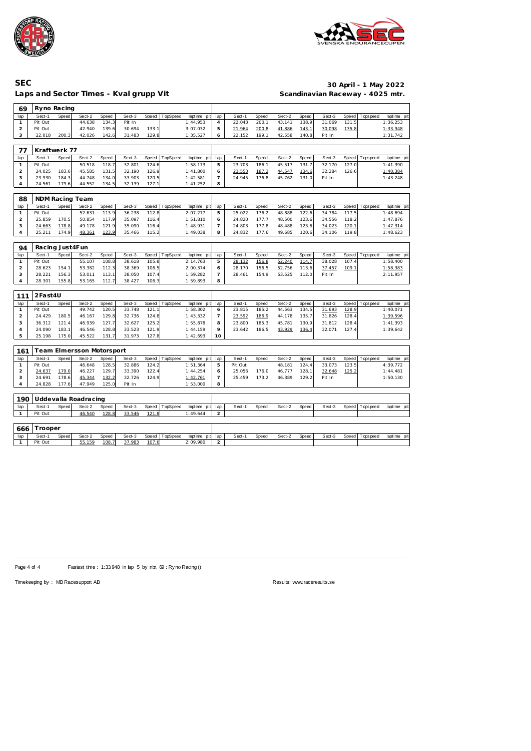# SEC

**30 April - 1 May 2022**

**Laps and Sector Times - Kval grupp Vit**

**Scandinavian Raceway - 4025 mtr.**

| 69 | Ryno Racing | | | | | | | | | | | | | | | | |
|---|---|---|---|---|---|---|---|---|---|---|---|---|---|---|---|---|---|
| lap | Sect-1 | Speed | Sect-2 | Speed | Sect-3 | Speed | TopSpeed | laptime pit | lap | Sect-1 | Speed | Sect-2 | Speed | Sect-3 | Speed | Topspeed | laptime pit |
| 1 | Pit Out | | 44.638 | 134.3 | Pit In | | | 1:44.953 | 4 | 22.043 | 200.1 | 43.141 | 138.9 | 31.069 | 131.5 | | 1:36.253 |
| 2 | Pit Out | | 42.940 | 139.6 | 30.694 | 133.1 | | 3:07.032 | 5 | 21.964 | 200.8 | 41.886 | 143.1 | 30.098 | 135.8 | | 1:33.948 |
| 3 | 22.018 | 200.3 | 42.026 | 142.6 | 31.483 | 129.8 | | 1:35.527 | 6 | 22.152 | 199.1 | 42.558 | 140.8 | Pit In | | | 1:31.742 |

| 77 | Kraftwerk 77 | | | | | | | | | | | | | | | | |
|---|---|---|---|---|---|---|---|---|---|---|---|---|---|---|---|---|---|
| lap | Sect-1 | Speed | Sect-2 | Speed | Sect-3 | Speed | TopSpeed | laptime pit | lap | Sect-1 | Speed | Sect-2 | Speed | Sect-3 | Speed | Topspeed | laptime pit |
| 1 | Pit Out | | 50.518 | 118.7 | 32.801 | 124.6 | | 1:58.173 | 5 | 23.703 | 186.1 | 45.517 | 131.7 | 32.170 | 127.0 | | 1:41.390 |
| 2 | 24.025 | 183.6 | 45.585 | 131.5 | 32.190 | 126.9 | | 1:41.800 | 6 | 23.553 | 187.2 | 44.547 | 134.6 | 32.284 | 126.6 | | 1:40.384 |
| 3 | 23.930 | 184.3 | 44.748 | 134.0 | 33.903 | 120.5 | | 1:42.581 | 7 | 24.945 | 176.8 | 45.762 | 131.0 | Pit In | | | 1:43.248 |
| 4 | 24.561 | 179.6 | 44.552 | 134.5 | 32.139 | 127.1 | | 1:41.252 | 8 | | | | | | | | |

| 88 | NDM Racing Team | | | | | | | | | | | | | | | | |
|---|---|---|---|---|---|---|---|---|---|---|---|---|---|---|---|---|---|
| lap | Sect-1 | Speed | Sect-2 | Speed | Sect-3 | Speed | TopSpeed | laptime pit | lap | Sect-1 | Speed | Sect-2 | Speed | Sect-3 | Speed | Topspeed | laptime pit |
| 1 | Pit Out | | 52.631 | 113.9 | 36.238 | 112.8 | | 2:07.277 | 5 | 25.022 | 176.2 | 48.888 | 122.6 | 34.784 | 117.5 | | 1:48.694 |
| 2 | 25.859 | 170.5 | 50.854 | 117.9 | 35.097 | 116.4 | | 1:51.810 | 6 | 24.820 | 177.7 | 48.500 | 123.6 | 34.556 | 118.2 | | 1:47.876 |
| 3 | 24.663 | 178.8 | 49.178 | 121.9 | 35.090 | 116.4 | | 1:48.931 | 7 | 24.803 | 177.8 | 48.488 | 123.6 | 34.023 | 120.1 | | 1:47.314 |
| 4 | 25.211 | 174.9 | 48.361 | 123.9 | 35.466 | 115.2 | | 1:49.038 | 8 | 24.832 | 177.6 | 49.685 | 120.6 | 34.106 | 119.8 | | 1:48.623 |

| 94 | Racing Just4Fun | | | | | | | | | | | | | | | | |
|---|---|---|---|---|---|---|---|---|---|---|---|---|---|---|---|---|---|
| lap | Sect-1 | Speed | Sect-2 | Speed | Sect-3 | Speed | TopSpeed | laptime pit | lap | Sect-1 | Speed | Sect-2 | Speed | Sect-3 | Speed | Topspeed | laptime pit |
| 1 | Pit Out | | 55.107 | 108.8 | 38.618 | 105.8 | | 2:14.763 | 5 | 28.132 | 156.8 | 52.240 | 114.7 | 38.028 | 107.4 | | 1:58.400 |
| 2 | 28.623 | 154.1 | 53.382 | 112.3 | 38.369 | 106.5 | | 2:00.374 | 6 | 28.170 | 156.5 | 52.756 | 113.6 | 37.457 | 109.1 | | 1:58.383 |
| 3 | 28.221 | 156.3 | 53.011 | 113.1 | 38.050 | 107.4 | | 1:59.282 | 7 | 28.461 | 154.9 | 53.525 | 112.0 | Pit In | | | 2:11.957 |
| 4 | 28.301 | 155.8 | 53.165 | 112.7 | 38.427 | 106.3 | | 1:59.893 | 8 | | | | | | | | |

| 111 | 2Fast4U | | | | | | | | | | | | | | | | |
|---|---|---|---|---|---|---|---|---|---|---|---|---|---|---|---|---|---|
| lap | Sect-1 | Speed | Sect-2 | Speed | Sect-3 | Speed | TopSpeed | laptime pit | lap | Sect-1 | Speed | Sect-2 | Speed | Sect-3 | Speed | Topspeed | laptime pit |
| 1 | Pit Out | | 49.742 | 120.5 | 33.748 | 121.1 | | 1:58.302 | 6 | 23.815 | 185.2 | 44.563 | 134.5 | 31.693 | 128.9 | | 1:40.071 |
| 2 | 24.429 | 180.5 | 46.167 | 129.8 | 32.736 | 124.8 | | 1:43.332 | 7 | 23.592 | 186.9 | 44.178 | 135.7 | 31.826 | 128.4 | | 1:39.596 |
| 3 | 36.312 | 121.4 | 46.939 | 127.7 | 32.627 | 125.2 | | 1:55.878 | 8 | 23.800 | 185.3 | 45.781 | 130.9 | 31.812 | 128.4 | | 1:41.393 |
| 4 | 24.090 | 183.1 | 46.546 | 128.8 | 33.523 | 121.9 | | 1:44.159 | 9 | 23.642 | 186.5 | 43.929 | 136.4 | 32.071 | 127.4 | | 1:39.642 |
| 5 | 25.198 | 175.0 | 45.522 | 131.7 | 31.973 | 127.8 | | 1:42.693 | 10 | | | | | | | | |

| 161 | Team Elmersson Motorsport | | | | | | | | | | | | | | | | |
|---|---|---|---|---|---|---|---|---|---|---|---|---|---|---|---|---|---|
| lap | Sect-1 | Speed | Sect-2 | Speed | Sect-3 | Speed | TopSpeed | laptime pit | lap | Sect-1 | Speed | Sect-2 | Speed | Sect-3 | Speed | Topspeed | laptime pit |
| 1 | Pit Out | | 46.648 | 128.5 | 32.886 | 124.2 | | 1:51.364 | 5 | Pit Out | | 48.181 | 124.4 | 33.073 | 123.5 | | 4:39.772 |
| 2 | 24.637 | 179.0 | 46.227 | 129.7 | 33.390 | 122.4 | | 1:44.254 | 6 | 25.056 | 176.0 | 46.777 | 128.1 | 32.648 | 125.2 | | 1:44.481 |
| 3 | 24.691 | 178.6 | 45.344 | 132.2 | 32.726 | 124.9 | | 1:42.761 | 7 | 25.459 | 173.2 | 46.389 | 129.2 | Pit In | | | 1:50.130 |
| 4 | 24.828 | 177.6 | 47.949 | 125.0 | Pit In | | | 1:53.000 | 8 | | | | | | | | |

| 190 | Uddevalla Roadracing | | | | | | | | | | | | | | | | |
|---|---|---|---|---|---|---|---|---|---|---|---|---|---|---|---|---|---|
| lap | Sect-1 | Speed | Sect-2 | Speed | Sect-3 | Speed | TopSpeed | laptime pit | lap | Sect-1 | Speed | Sect-2 | Speed | Sect-3 | Speed | Topspeed | laptime pit |
| 1 | Pit Out | | 46.540 | 128.8 | 33.546 | 121.8 | | 1:49.644 | 2 | | | | | | | | |

| 666 | Trooper | | | | | | | | | | | | | | | | |
|---|---|---|---|---|---|---|---|---|---|---|---|---|---|---|---|---|---|
| lap | Sect-1 | Speed | Sect-2 | Speed | Sect-3 | Speed | TopSpeed | laptime pit | lap | Sect-1 | Speed | Sect-2 | Speed | Sect-3 | Speed | Topspeed | laptime pit |
| 1 | Pit Out | | 55.159 | 108.7 | 37.983 | 107.6 | | 2:09.980 | 2 | | | | | | | | |

Fastest time : 1:33.948 in lap 5 by nbr. 69 : Ryno Racing ()

Timekeeping by : MB Racesupport AB

Results: www.raceresults.se